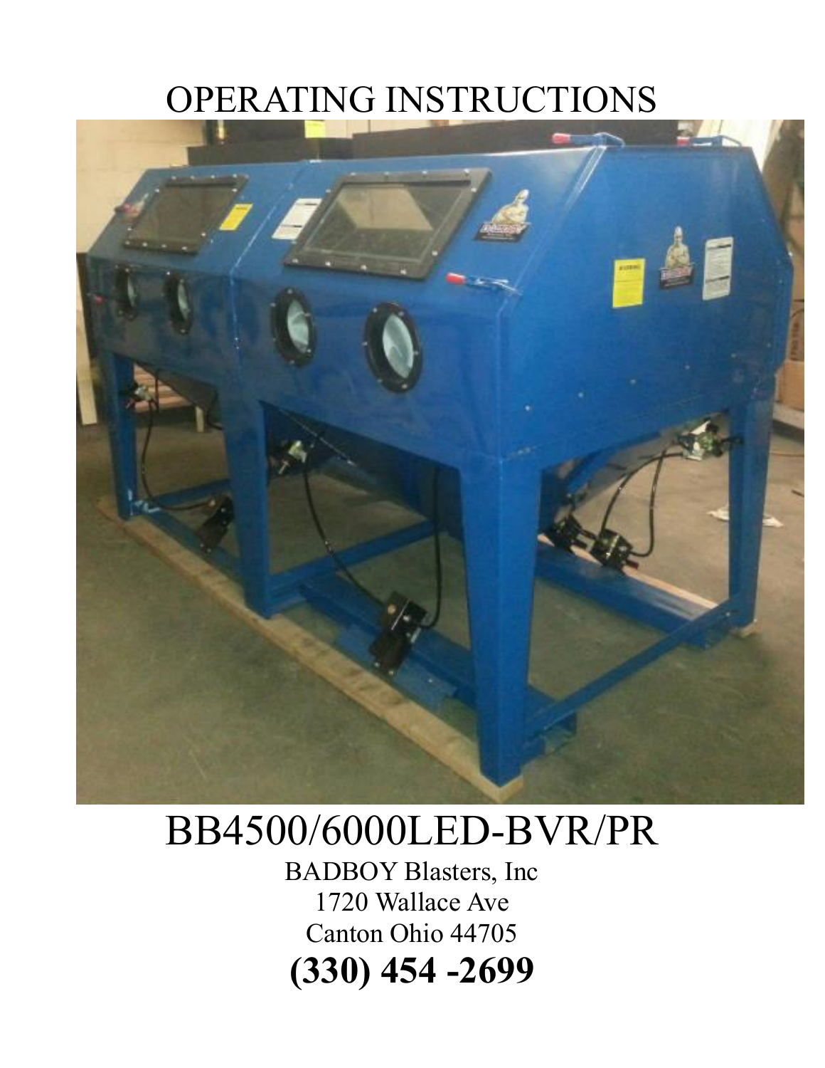# OPERATING INSTRUCTIONS

# BB4500/6000LED-BVR/PR

BADBOY Blasters, Inc
1720 Wallace Ave
Canton Ohio 44705

**(330) 454 -2699**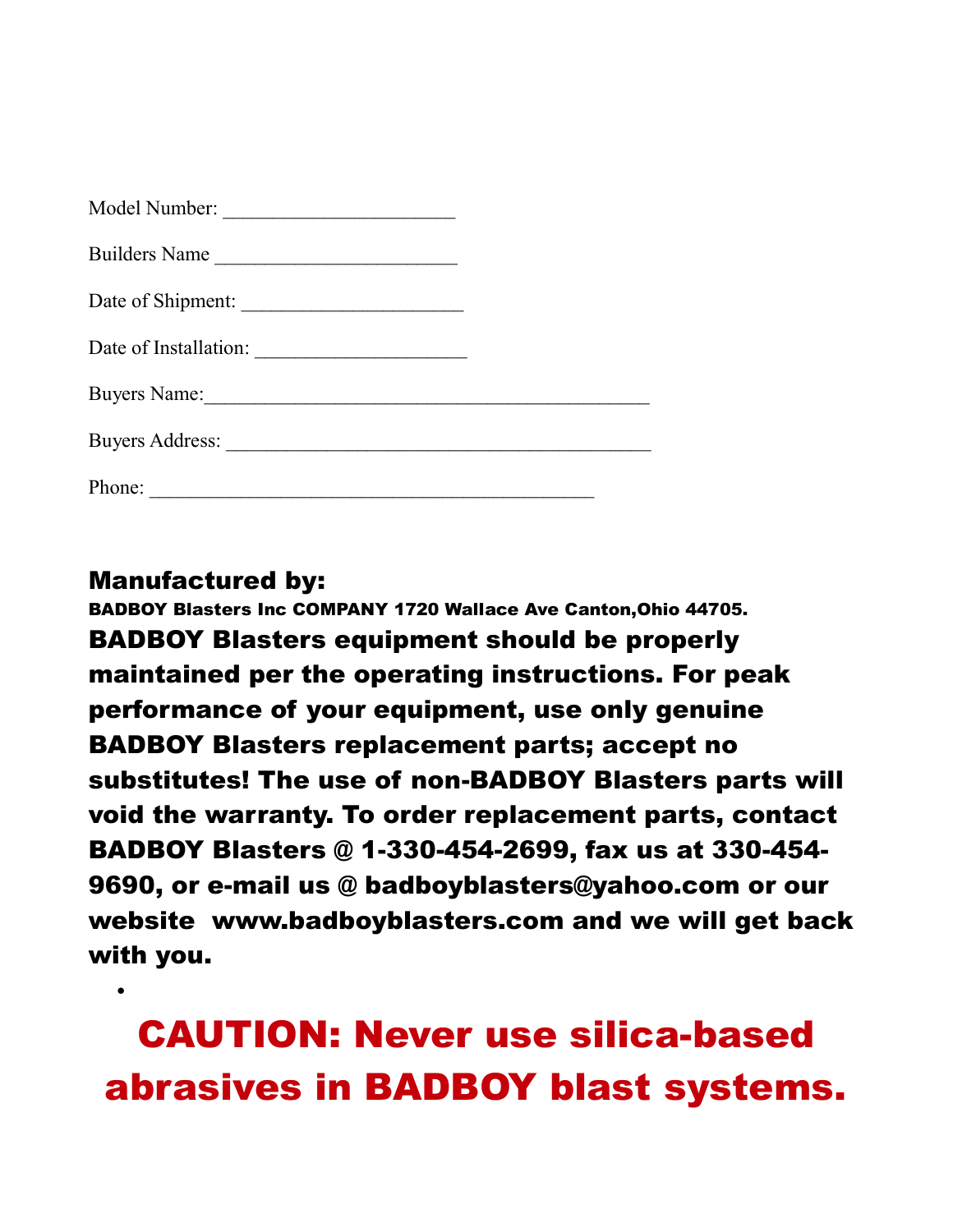Model Number: \_\_\_\_\_\_\_\_\_\_\_\_\_\_\_\_\_\_\_\_\_\_\_

Builders Name \_\_\_\_\_\_\_\_\_\_\_\_\_\_\_\_\_\_\_\_\_\_\_\_

Date of Shipment: \_\_\_\_\_\_\_\_\_\_\_\_\_\_\_\_\_\_\_\_\_\_

Date of Installation: \_\_\_\_\_\_\_\_\_\_\_\_\_\_\_\_\_\_\_\_\_

Buyers Name:\_\_\_\_\_\_\_\_\_\_\_\_\_\_\_\_\_\_\_\_\_\_\_\_\_\_\_\_\_\_\_\_\_\_\_\_\_\_\_\_\_\_\_\_

Buyers Address: \_\_\_\_\_\_\_\_\_\_\_\_\_\_\_\_\_\_\_\_\_\_\_\_\_\_\_\_\_\_\_\_\_\_\_\_\_\_\_\_\_\_

Phone: \_\_\_\_\_\_\_\_\_\_\_\_\_\_\_\_\_\_\_\_\_\_\_\_\_\_\_\_\_\_\_\_\_\_\_\_\_\_\_\_\_\_\_\_

**Manufactured by:**

**BADBOY Blasters Inc COMPANY 1720 Wallace Ave Canton,Ohio 44705.**

**BADBOY Blasters equipment should be properly maintained per the operating instructions. For peak performance of your equipment, use only genuine BADBOY Blasters replacement parts; accept no substitutes! The use of non-BADBOY Blasters parts will void the warranty. To order replacement parts, contact BADBOY Blasters @ 1-330-454-2699, fax us at 330-454-9690, or e-mail us @ badboyblasters@yahoo.com or our website www.badboyblasters.com and we will get back with you.**

**CAUTION: Never use silica-based abrasives in BADBOY blast systems.**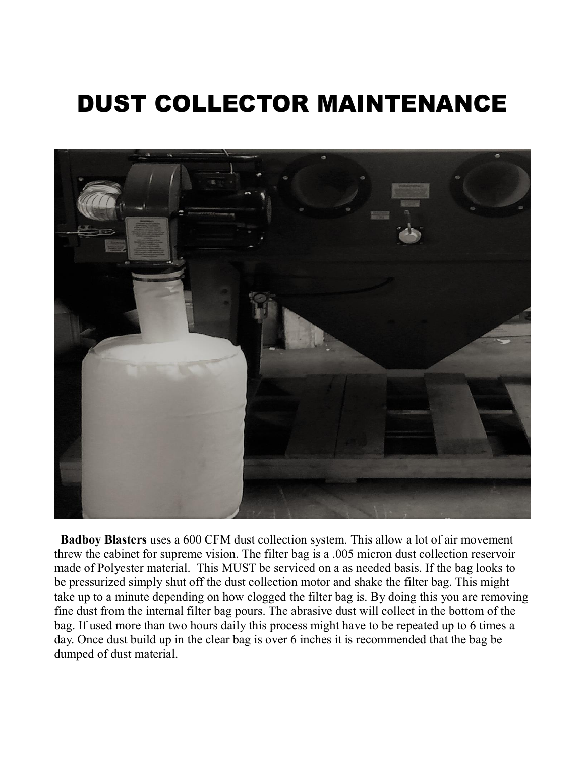# DUST COLLECTOR MAINTENANCE

**Badboy Blasters** uses a 600 CFM dust collection system. This allow a lot of air movement threw the cabinet for supreme vision. The filter bag is a .005 micron dust collection reservoir made of Polyester material. This MUST be serviced on a as needed basis. If the bag looks to be pressurized simply shut off the dust collection motor and shake the filter bag. This might take up to a minute depending on how clogged the filter bag is. By doing this you are removing fine dust from the internal filter bag pours. The abrasive dust will collect in the bottom of the bag. If used more than two hours daily this process might have to be repeated up to 6 times a day. Once dust build up in the clear bag is over 6 inches it is recommended that the bag be dumped of dust material.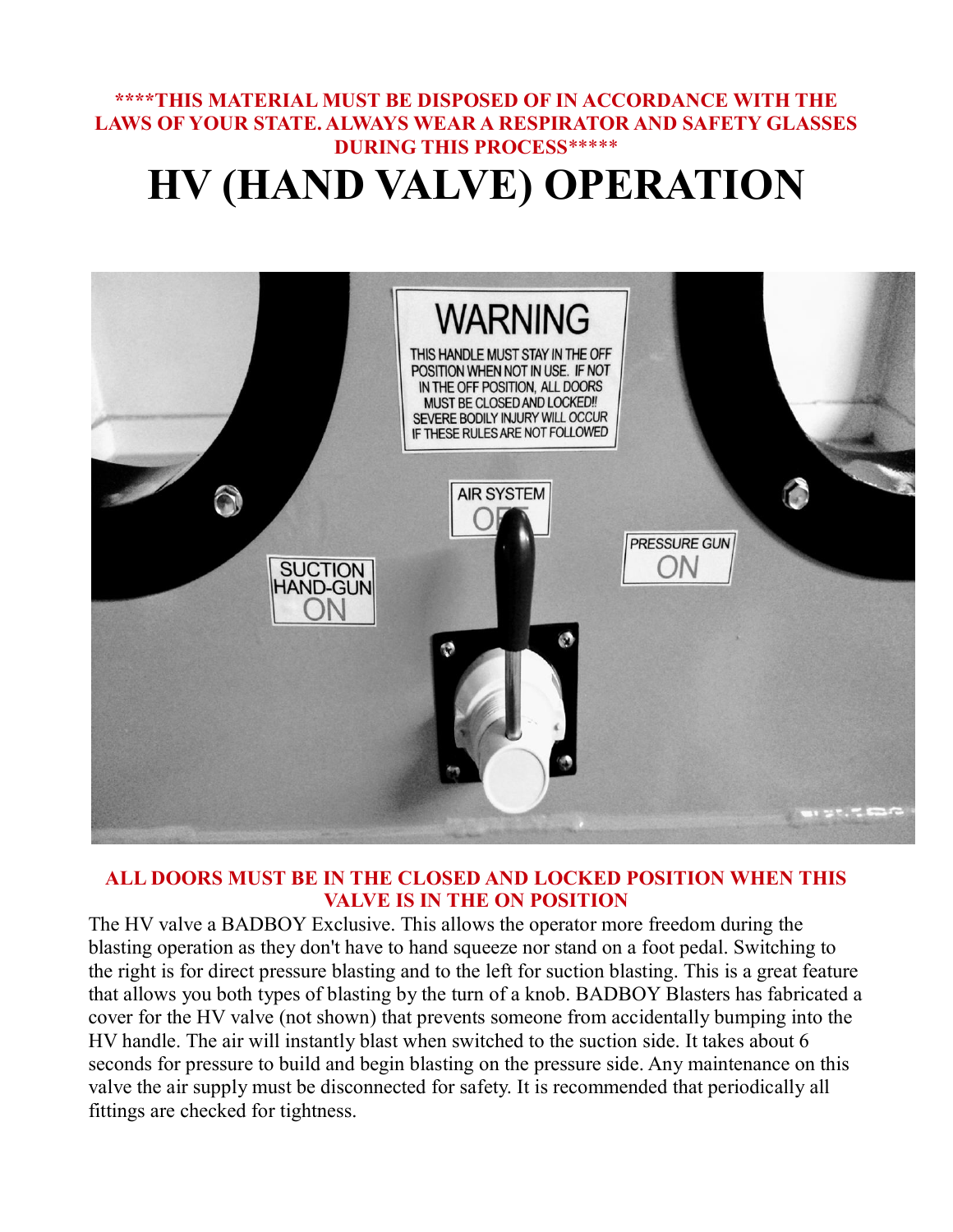**\*\*\*\*THIS MATERIAL MUST BE DISPOSED OF IN ACCORDANCE WITH THE LAWS OF YOUR STATE. ALWAYS WEAR A RESPIRATOR AND SAFETY GLASSES DURING THIS PROCESS\*\*\*\*\***

# HV (HAND VALVE) OPERATION

**ALL DOORS MUST BE IN THE CLOSED AND LOCKED POSITION WHEN THIS VALVE IS IN THE ON POSITION**

The HV valve a BADBOY Exclusive. This allows the operator more freedom during the blasting operation as they don't have to hand squeeze nor stand on a foot pedal. Switching to the right is for direct pressure blasting and to the left for suction blasting. This is a great feature that allows you both types of blasting by the turn of a knob. BADBOY Blasters has fabricated a cover for the HV valve (not shown) that prevents someone from accidentally bumping into the HV handle. The air will instantly blast when switched to the suction side. It takes about 6 seconds for pressure to build and begin blasting on the pressure side. Any maintenance on this valve the air supply must be disconnected for safety. It is recommended that periodically all fittings are checked for tightness.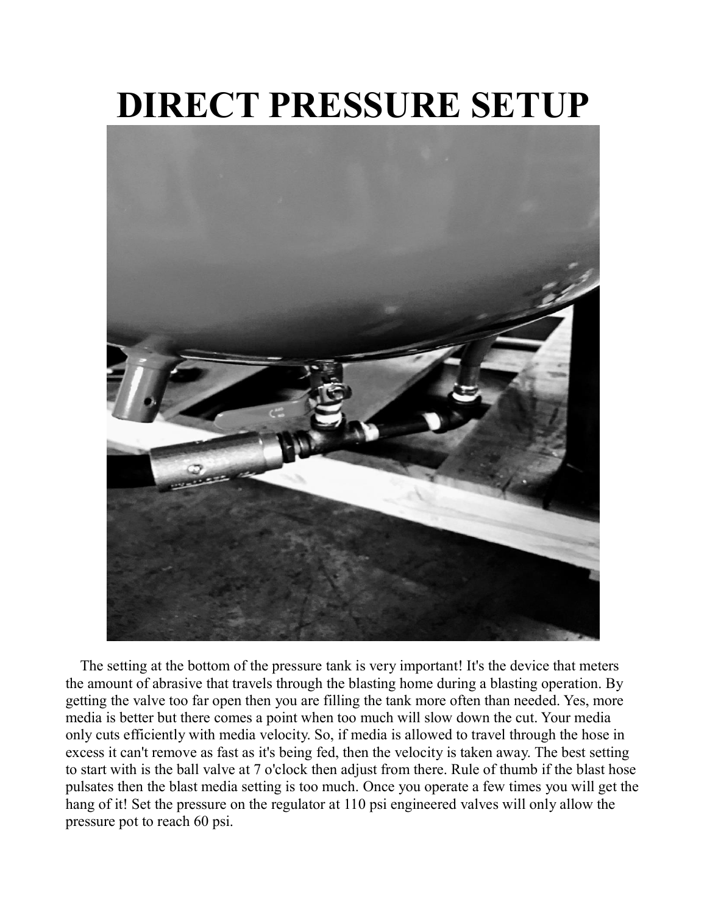# DIRECT PRESSURE SETUP

The setting at the bottom of the pressure tank is very important! It's the device that meters the amount of abrasive that travels through the blasting home during a blasting operation. By getting the valve too far open then you are filling the tank more often than needed. Yes, more media is better but there comes a point when too much will slow down the cut. Your media only cuts efficiently with media velocity. So, if media is allowed to travel through the hose in excess it can't remove as fast as it's being fed, then the velocity is taken away. The best setting to start with is the ball valve at 7 o'clock then adjust from there. Rule of thumb if the blast hose pulsates then the blast media setting is too much. Once you operate a few times you will get the hang of it! Set the pressure on the regulator at 110 psi engineered valves will only allow the pressure pot to reach 60 psi.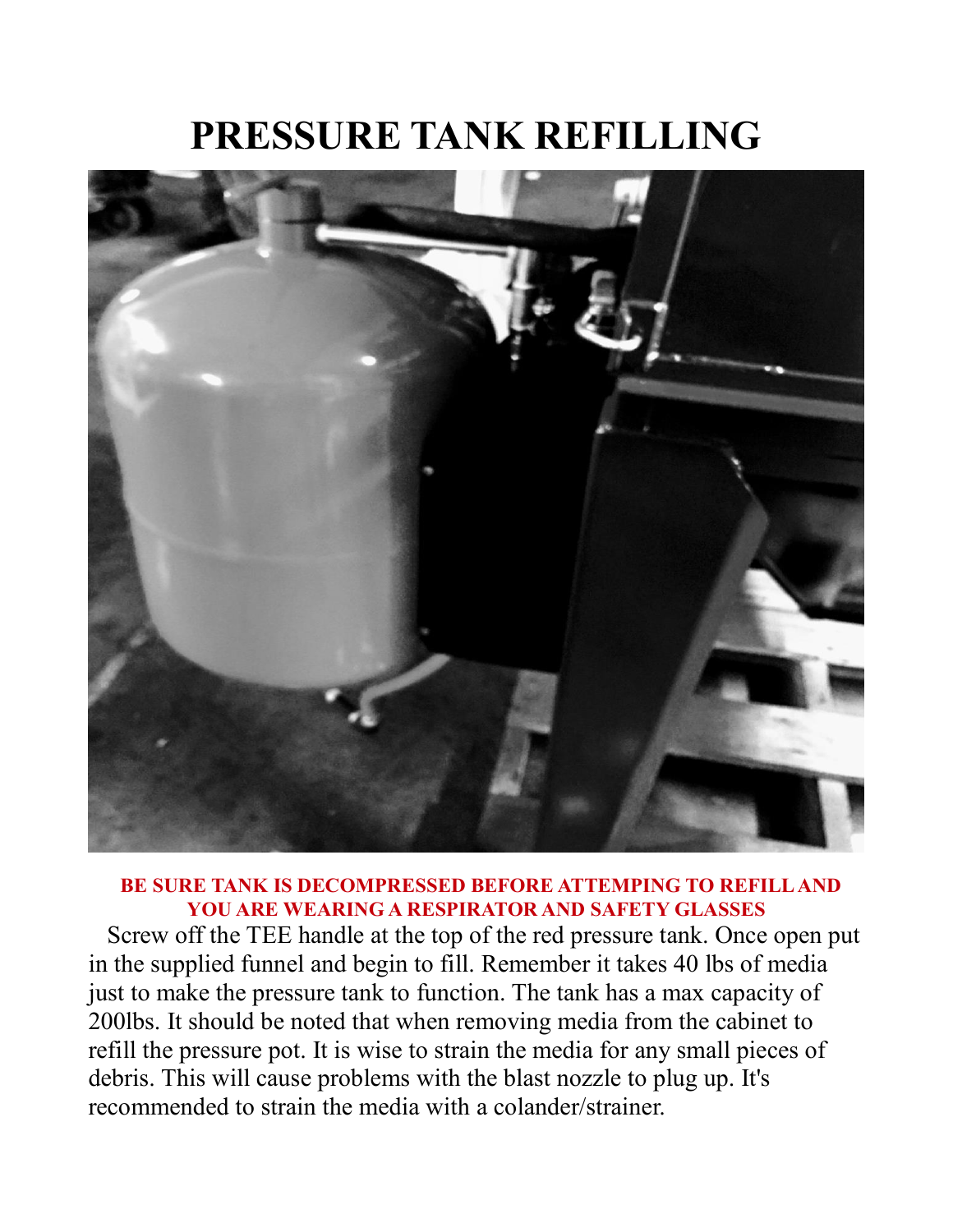# PRESSURE TANK REFILLING

**BE SURE TANK IS DECOMPRESSED BEFORE ATTEMPING TO REFILL AND YOU ARE WEARING A RESPIRATOR AND SAFETY GLASSES**

Screw off the TEE handle at the top of the red pressure tank. Once open put in the supplied funnel and begin to fill. Remember it takes 40 lbs of media just to make the pressure tank to function. The tank has a max capacity of 200lbs. It should be noted that when removing media from the cabinet to refill the pressure pot. It is wise to strain the media for any small pieces of debris. This will cause problems with the blast nozzle to plug up. It's recommended to strain the media with a colander/strainer.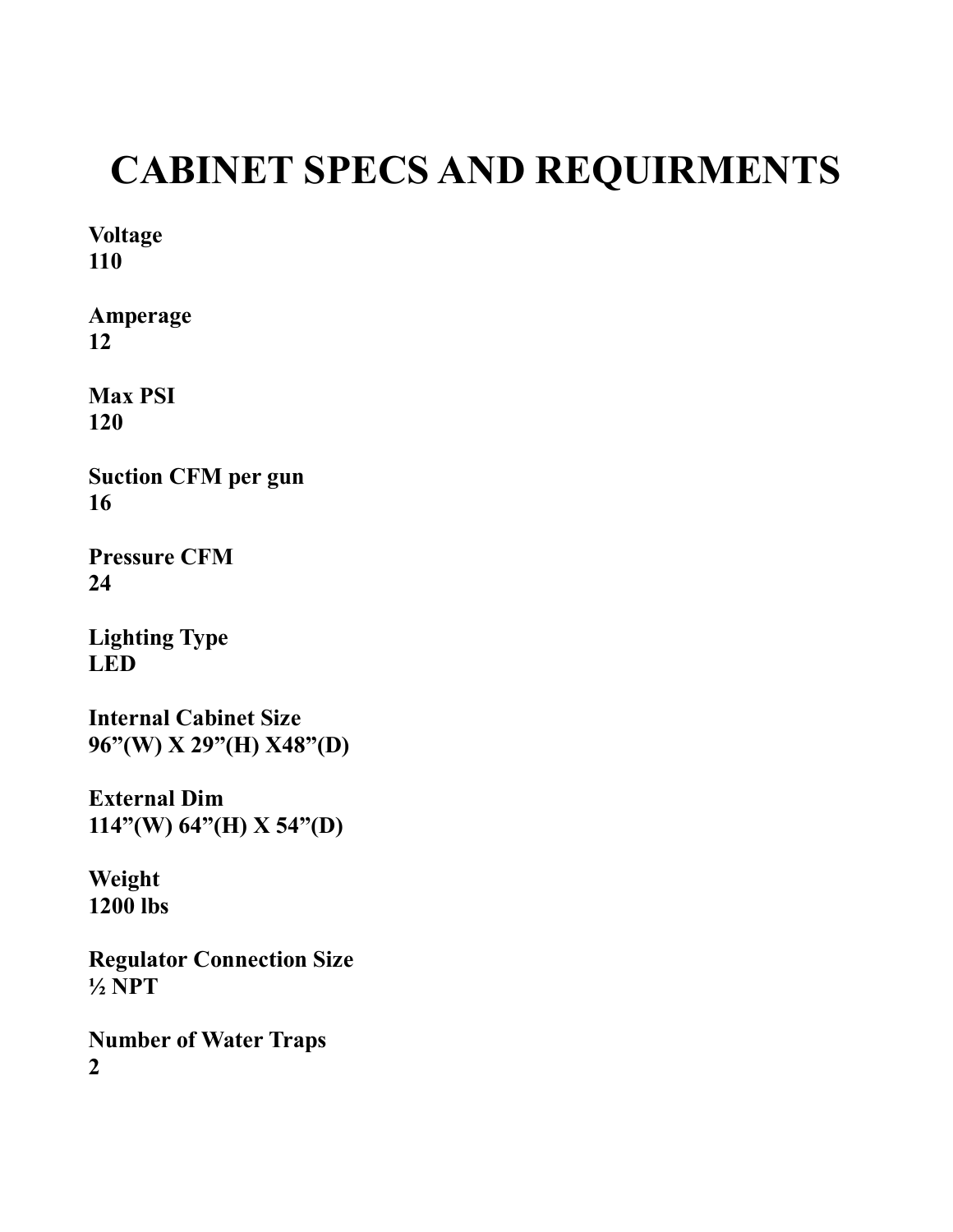# CABINET SPECS AND REQUIRMENTS

**Voltage**
**110**

**Amperage**
**12**

**Max PSI**
**120**

**Suction CFM per gun**
**16**

**Pressure CFM**
**24**

**Lighting Type**
**LED**

**Internal Cabinet Size**
**96”(W) X 29”(H) X48”(D)**

**External Dim**
**114”(W) 64”(H) X 54”(D)**

**Weight**
**1200 lbs**

**Regulator Connection Size**
**½ NPT**

**Number of Water Traps**
**2**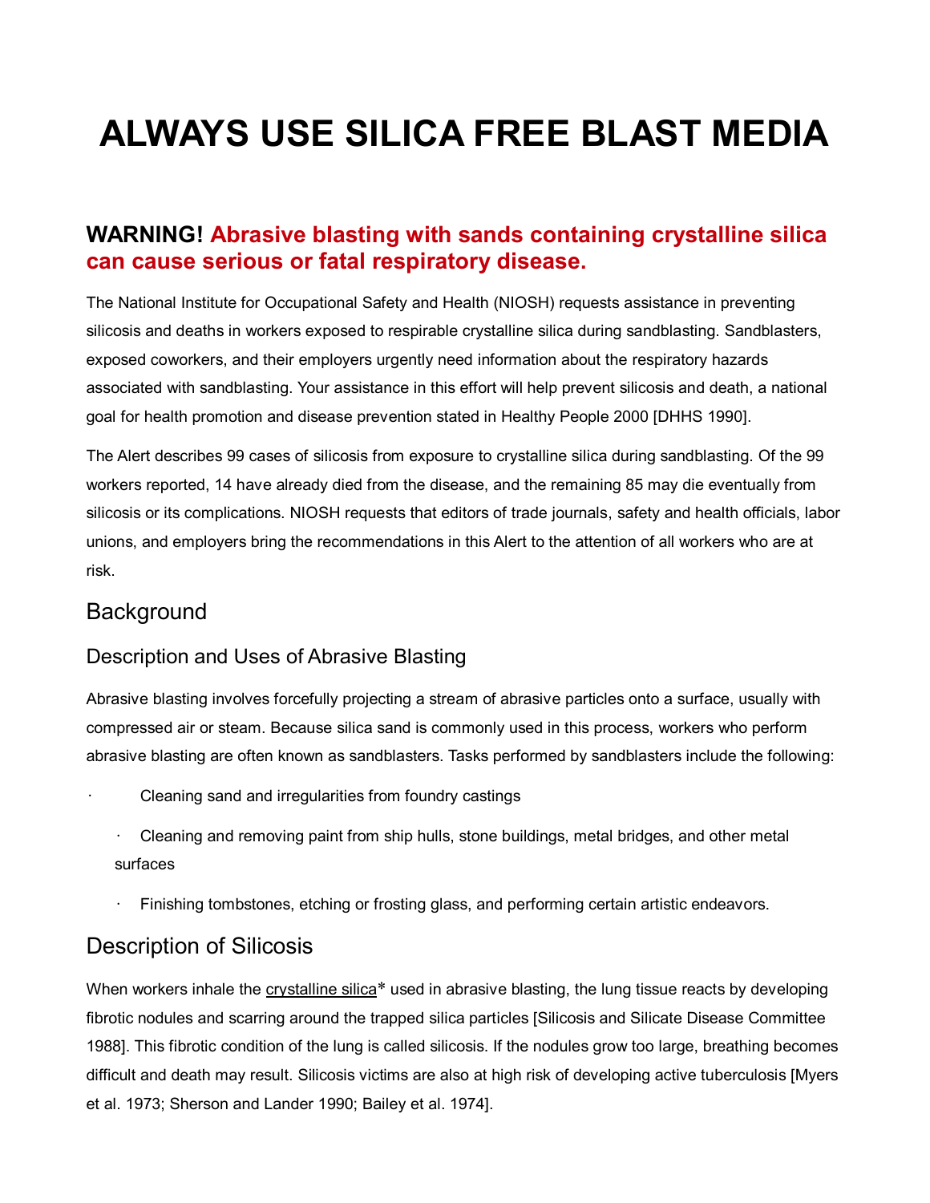# ALWAYS USE SILICA FREE BLAST MEDIA

## WARNING! Abrasive blasting with sands containing crystalline silica can cause serious or fatal respiratory disease.

The National Institute for Occupational Safety and Health (NIOSH) requests assistance in preventing silicosis and deaths in workers exposed to respirable crystalline silica during sandblasting. Sandblasters, exposed coworkers, and their employers urgently need information about the respiratory hazards associated with sandblasting. Your assistance in this effort will help prevent silicosis and death, a national goal for health promotion and disease prevention stated in Healthy People 2000 [DHHS 1990].

The Alert describes 99 cases of silicosis from exposure to crystalline silica during sandblasting. Of the 99 workers reported, 14 have already died from the disease, and the remaining 85 may die eventually from silicosis or its complications. NIOSH requests that editors of trade journals, safety and health officials, labor unions, and employers bring the recommendations in this Alert to the attention of all workers who are at risk.

## Background

### Description and Uses of Abrasive Blasting

Abrasive blasting involves forcefully projecting a stream of abrasive particles onto a surface, usually with compressed air or steam. Because silica sand is commonly used in this process, workers who perform abrasive blasting are often known as sandblasters. Tasks performed by sandblasters include the following:

- Cleaning sand and irregularities from foundry castings
- Cleaning and removing paint from ship hulls, stone buildings, metal bridges, and other metal surfaces
- Finishing tombstones, etching or frosting glass, and performing certain artistic endeavors.

## Description of Silicosis

When workers inhale the crystalline silica* used in abrasive blasting, the lung tissue reacts by developing fibrotic nodules and scarring around the trapped silica particles [Silicosis and Silicate Disease Committee 1988]. This fibrotic condition of the lung is called silicosis. If the nodules grow too large, breathing becomes difficult and death may result. Silicosis victims are also at high risk of developing active tuberculosis [Myers et al. 1973; Sherson and Lander 1990; Bailey et al. 1974].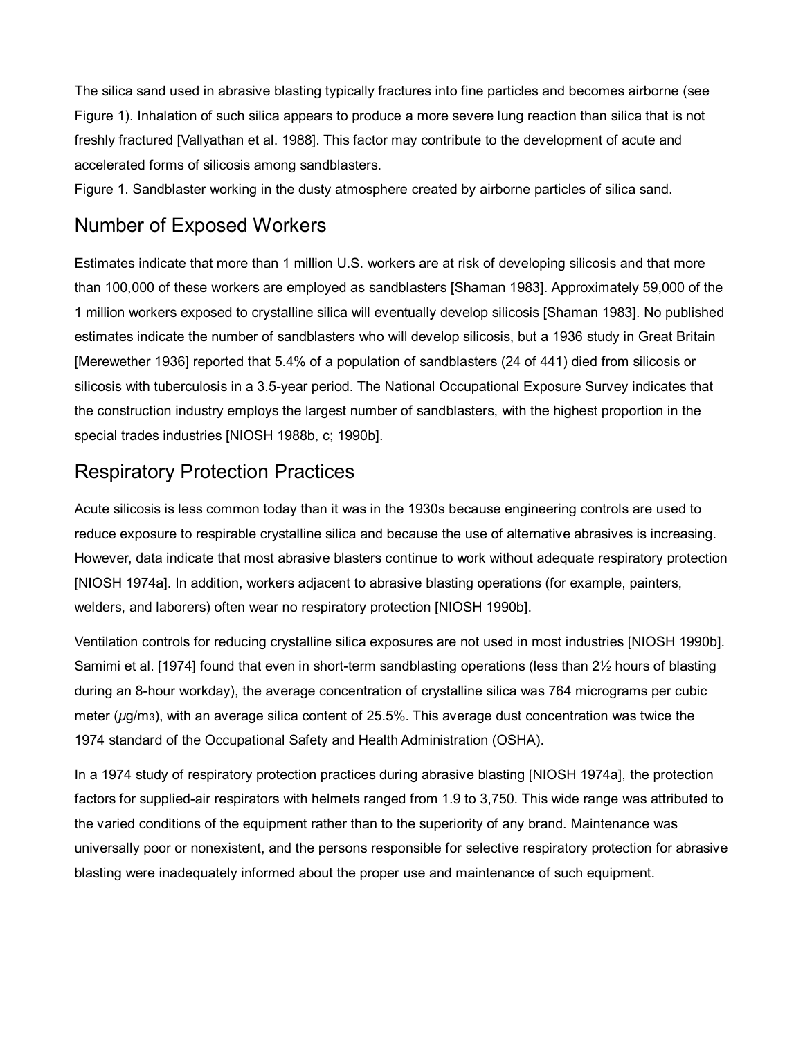The silica sand used in abrasive blasting typically fractures into fine particles and becomes airborne (see Figure 1). Inhalation of such silica appears to produce a more severe lung reaction than silica that is not freshly fractured [Vallyathan et al. 1988]. This factor may contribute to the development of acute and accelerated forms of silicosis among sandblasters.

Figure 1. Sandblaster working in the dusty atmosphere created by airborne particles of silica sand.

## Number of Exposed Workers

Estimates indicate that more than 1 million U.S. workers are at risk of developing silicosis and that more than 100,000 of these workers are employed as sandblasters [Shaman 1983]. Approximately 59,000 of the 1 million workers exposed to crystalline silica will eventually develop silicosis [Shaman 1983]. No published estimates indicate the number of sandblasters who will develop silicosis, but a 1936 study in Great Britain [Merewether 1936] reported that 5.4% of a population of sandblasters (24 of 441) died from silicosis or silicosis with tuberculosis in a 3.5-year period. The National Occupational Exposure Survey indicates that the construction industry employs the largest number of sandblasters, with the highest proportion in the special trades industries [NIOSH 1988b, c; 1990b].

## Respiratory Protection Practices

Acute silicosis is less common today than it was in the 1930s because engineering controls are used to reduce exposure to respirable crystalline silica and because the use of alternative abrasives is increasing. However, data indicate that most abrasive blasters continue to work without adequate respiratory protection [NIOSH 1974a]. In addition, workers adjacent to abrasive blasting operations (for example, painters, welders, and laborers) often wear no respiratory protection [NIOSH 1990b].

Ventilation controls for reducing crystalline silica exposures are not used in most industries [NIOSH 1990b]. Samimi et al. [1974] found that even in short-term sandblasting operations (less than 2½ hours of blasting during an 8-hour workday), the average concentration of crystalline silica was 764 micrograms per cubic meter ($\mu g/m^3$), with an average silica content of 25.5%. This average dust concentration was twice the 1974 standard of the Occupational Safety and Health Administration (OSHA).

In a 1974 study of respiratory protection practices during abrasive blasting [NIOSH 1974a], the protection factors for supplied-air respirators with helmets ranged from 1.9 to 3,750. This wide range was attributed to the varied conditions of the equipment rather than to the superiority of any brand. Maintenance was universally poor or nonexistent, and the persons responsible for selective respiratory protection for abrasive blasting were inadequately informed about the proper use and maintenance of such equipment.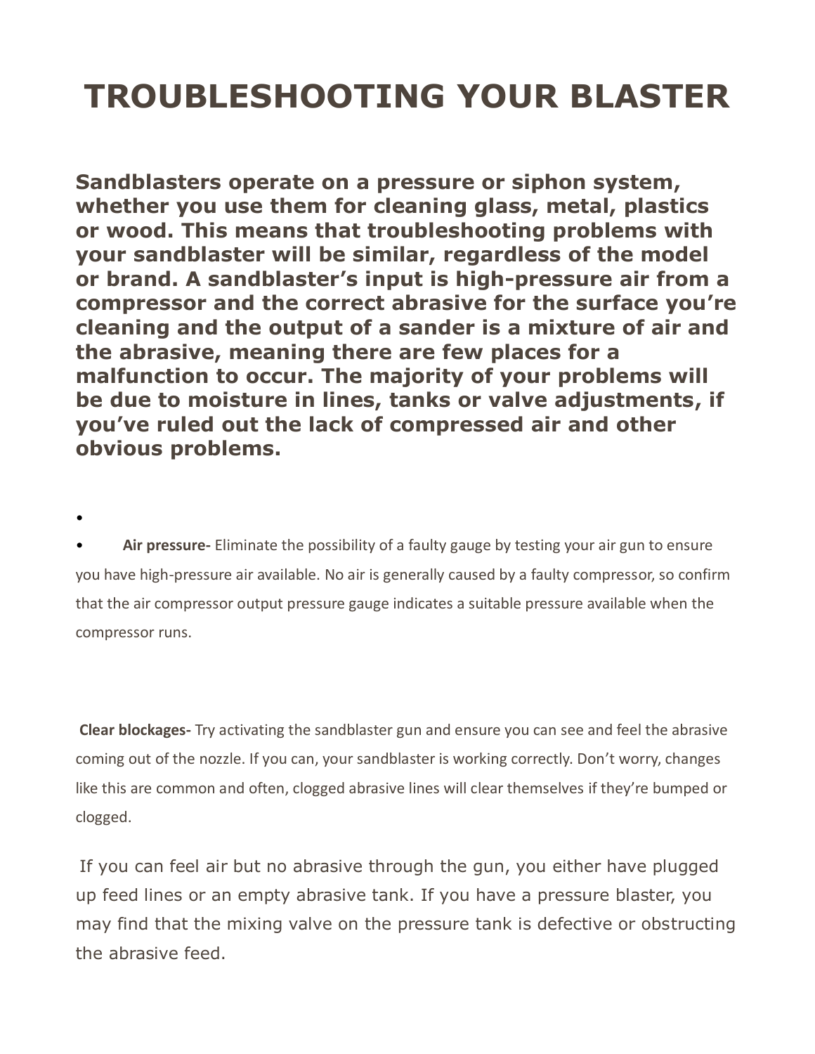# TROUBLESHOOTING YOUR BLASTER

**Sandblasters operate on a pressure or siphon system, whether you use them for cleaning glass, metal, plastics or wood. This means that troubleshooting problems with your sandblaster will be similar, regardless of the model or brand. A sandblaster's input is high-pressure air from a compressor and the correct abrasive for the surface you're cleaning and the output of a sander is a mixture of air and the abrasive, meaning there are few places for a malfunction to occur. The majority of your problems will be due to moisture in lines, tanks or valve adjustments, if you've ruled out the lack of compressed air and other obvious problems.**

- **Air pressure-** Eliminate the possibility of a faulty gauge by testing your air gun to ensure you have high-pressure air available. No air is generally caused by a faulty compressor, so confirm that the air compressor output pressure gauge indicates a suitable pressure available when the compressor runs.

**Clear blockages-** Try activating the sandblaster gun and ensure you can see and feel the abrasive coming out of the nozzle. If you can, your sandblaster is working correctly. Don't worry, changes like this are common and often, clogged abrasive lines will clear themselves if they're bumped or clogged.

If you can feel air but no abrasive through the gun, you either have plugged up feed lines or an empty abrasive tank. If you have a pressure blaster, you may find that the mixing valve on the pressure tank is defective or obstructing the abrasive feed.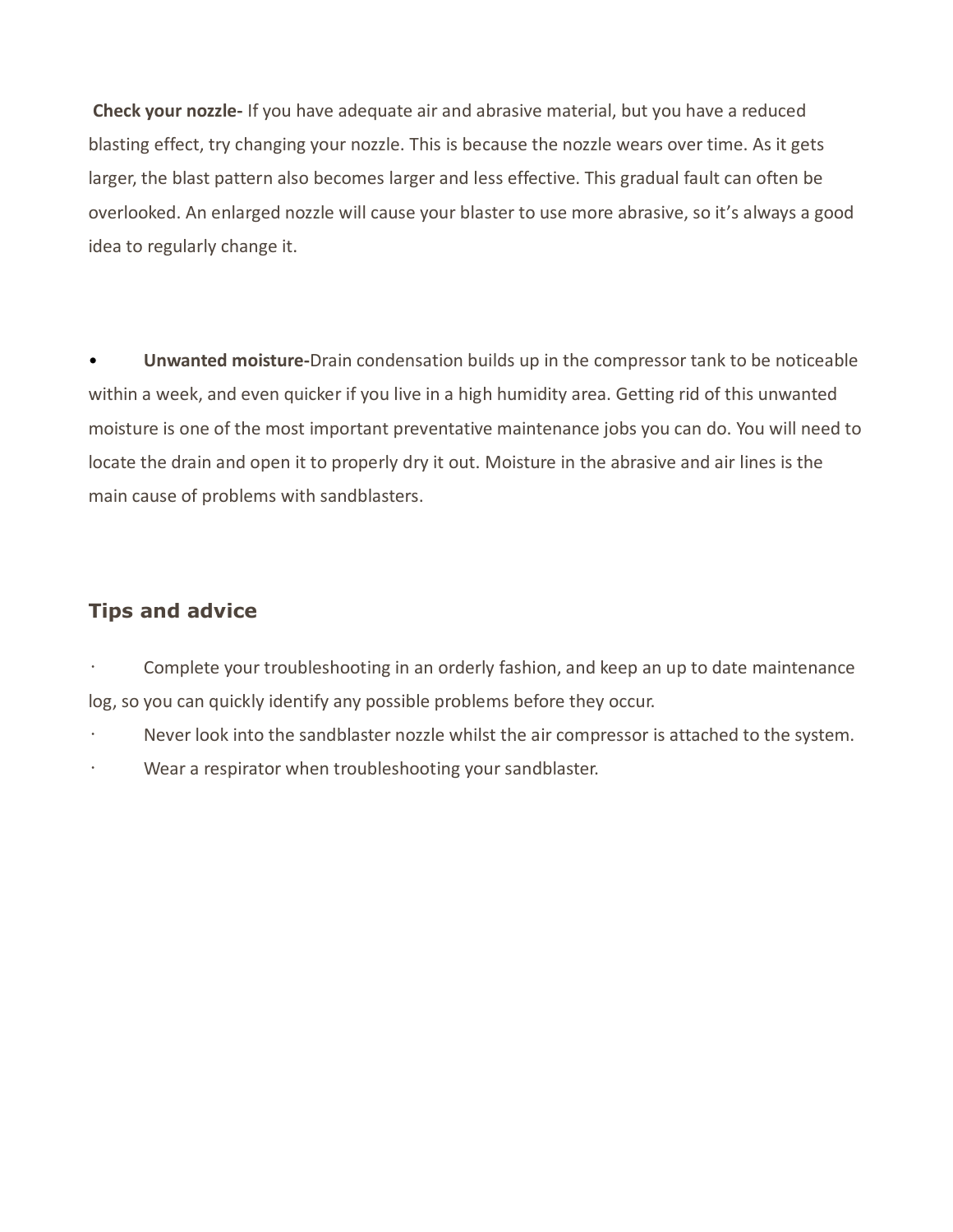**Check your nozzle-** If you have adequate air and abrasive material, but you have a reduced blasting effect, try changing your nozzle. This is because the nozzle wears over time. As it gets larger, the blast pattern also becomes larger and less effective. This gradual fault can often be overlooked. An enlarged nozzle will cause your blaster to use more abrasive, so it's always a good idea to regularly change it.

- **Unwanted moisture-**Drain condensation builds up in the compressor tank to be noticeable within a week, and even quicker if you live in a high humidity area. Getting rid of this unwanted moisture is one of the most important preventative maintenance jobs you can do. You will need to locate the drain and open it to properly dry it out. Moisture in the abrasive and air lines is the main cause of problems with sandblasters.

## Tips and advice

- Complete your troubleshooting in an orderly fashion, and keep an up to date maintenance log, so you can quickly identify any possible problems before they occur.
- Never look into the sandblaster nozzle whilst the air compressor is attached to the system.
- Wear a respirator when troubleshooting your sandblaster.